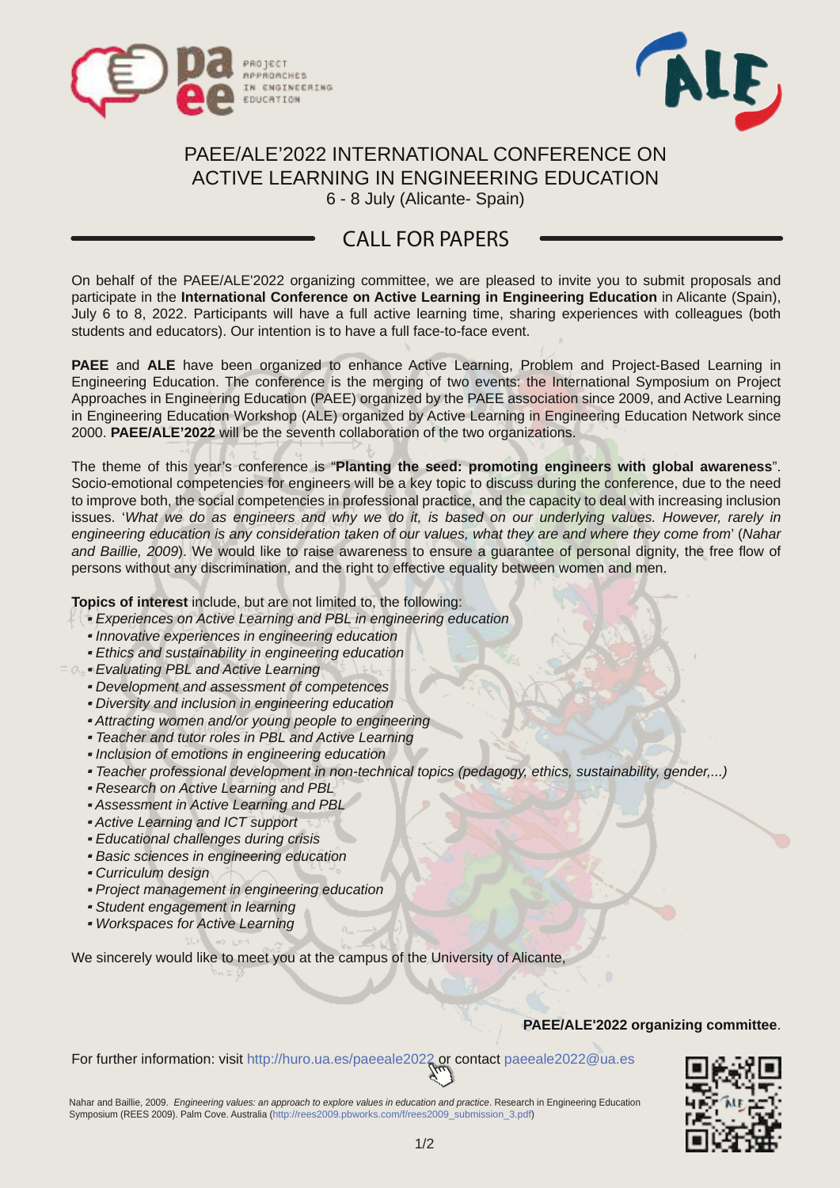# PAEE/ALE'2022 INTERNATIONAL CONFERENCE ON ACTIVE LEARNING IN ENGINEERING EDUCATION

6 - 8 July (Alicante- Spain)

## CALL FOR PAPERS

On behalf of the PAEE/ALE'2022 organizing committee, we are pleased to invite you to submit proposals and participate in the **International Conference on Active Learning in Engineering Education** in Alicante (Spain), July 6 to 8, 2022. Participants will have a full active learning time, sharing experiences with colleagues (both students and educators). Our intention is to have a full face-to-face event.

**PAEE** and **ALE** have been organized to enhance Active Learning, Problem and Project-Based Learning in Engineering Education. The conference is the merging of two events: the International Symposium on Project Approaches in Engineering Education (PAEE) organized by the PAEE association since 2009, and Active Learning in Engineering Education Workshop (ALE) organized by Active Learning in Engineering Education Network since 2000. **PAEE/ALE'2022** will be the seventh collaboration of the two organizations.

The theme of this year's conference is "**Planting the seed: promoting engineers with global awareness**". Socio-emotional competencies for engineers will be a key topic to discuss during the conference, due to the need to improve both, the social competencies in professional practice, and the capacity to deal with increasing inclusion issues. '*What we do as engineers and why we do it, is based on our underlying values. However, rarely in engineering education is any consideration taken of our values, what they are and where they come from*' (*Nahar and Baillie, 2009*). We would like to raise awareness to ensure a guarantee of personal dignity, the free flow of persons without any discrimination, and the right to effective equality between women and men.

**Topics of interest** include, but are not limited to, the following:

- *Experiences on Active Learning and PBL in engineering education*
- *Innovative experiences in engineering education*
- *Ethics and sustainability in engineering education*
- *Evaluating PBL and Active Learning*
- *Development and assessment of competences*
- *Diversity and inclusion in engineering education*
- *Attracting women and/or young people to engineering*
- *Teacher and tutor roles in PBL and Active Learning*
- *Inclusion of emotions in engineering education*
- *Teacher professional development in non-technical topics (pedagogy, ethics, sustainability, gender,...)*
- *Research on Active Learning and PBL*
- *Assessment in Active Learning and PBL*
- *Active Learning and ICT support*
- *Educational challenges during crisis*
- *Basic sciences in engineering education*
- *Curriculum design*
- *Project management in engineering education*
- *Student engagement in learning*
- *Workspaces for Active Learning*

We sincerely would like to meet you at the campus of the University of Alicante,

**PAEE/ALE'2022 organizing committee**.

For further information: visit http://huro.ua.es/paeeale2022 or contact paeeale2022@ua.es

Nahar and Baillie, 2009. *Engineering values: an approach to explore values in education and practice*. Research in Engineering Education Symposium (REES 2009). Palm Cove. Australia (http://rees2009.pbworks.com/f/rees2009_submission_3.pdf)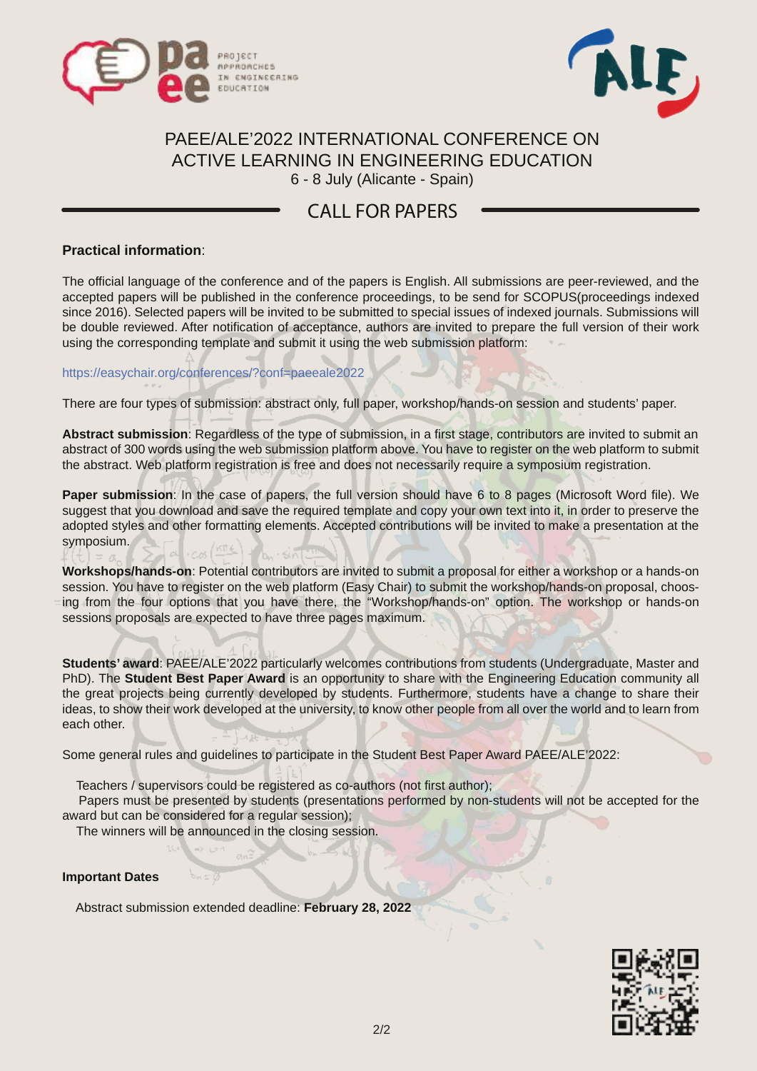PAEE/ALE'2022 INTERNATIONAL CONFERENCE ON ACTIVE LEARNING IN ENGINEERING EDUCATION
6 - 8 July (Alicante - Spain)

## CALL FOR PAPERS

**Practical information**:

The official language of the conference and of the papers is English. All submissions are peer-reviewed, and the accepted papers will be published in the conference proceedings, to be send for SCOPUS(proceedings indexed since 2016). Selected papers will be invited to be submitted to special issues of indexed journals. Submissions will be double reviewed. After notification of acceptance, authors are invited to prepare the full version of their work using the corresponding template and submit it using the web submission platform:

https://easychair.org/conferences/?conf=paeeale2022

There are four types of submission: abstract only, full paper, workshop/hands-on session and students' paper.

**Abstract submission**: Regardless of the type of submission, in a first stage, contributors are invited to submit an abstract of 300 words using the web submission platform above. You have to register on the web platform to submit the abstract. Web platform registration is free and does not necessarily require a symposium registration.

**Paper submission**: In the case of papers, the full version should have 6 to 8 pages (Microsoft Word file). We suggest that you download and save the required template and copy your own text into it, in order to preserve the adopted styles and other formatting elements. Accepted contributions will be invited to make a presentation at the symposium.

**Workshops/hands-on**: Potential contributors are invited to submit a proposal for either a workshop or a hands-on session. You have to register on the web platform (Easy Chair) to submit the workshop/hands-on proposal, choosing from the four options that you have there, the "Workshop/hands-on" option. The workshop or hands-on sessions proposals are expected to have three pages maximum.

**Students' award**: PAEE/ALE'2022 particularly welcomes contributions from students (Undergraduate, Master and PhD). The **Student Best Paper Award** is an opportunity to share with the Engineering Education community all the great projects being currently developed by students. Furthermore, students have a change to share their ideas, to show their work developed at the university, to know other people from all over the world and to learn from each other.

Some general rules and guidelines to participate in the Student Best Paper Award PAEE/ALE'2022:

- Teachers / supervisors could be registered as co-authors (not first author);
- Papers must be presented by students (presentations performed by non-students will not be accepted for the award but can be considered for a regular session);
- The winners will be announced in the closing session.

**Important Dates**

Abstract submission extended deadline: **February 28, 2022**